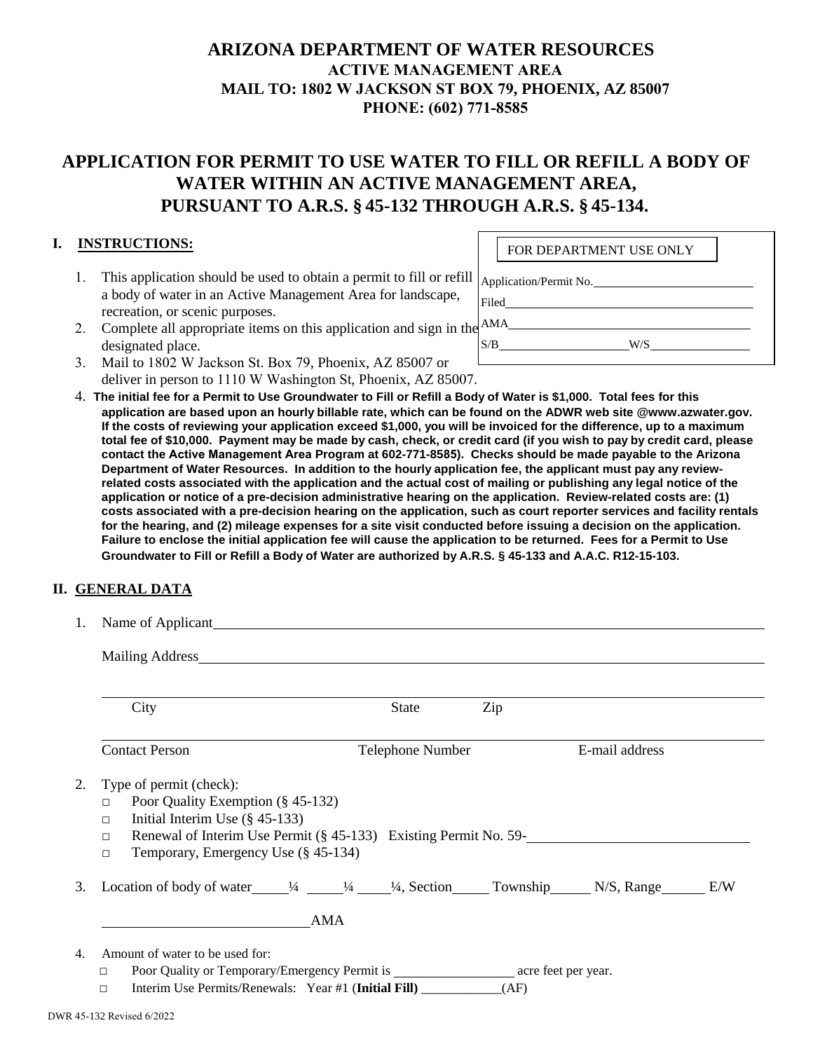# ARIZONA DEPARTMENT OF WATER RESOURCES

**ACTIVE MANAGEMENT AREA**

**MAIL TO: 1802 W JACKSON ST BOX 79, PHOENIX, AZ 85007**

**PHONE: (602) 771-8585**

## APPLICATION FOR PERMIT TO USE WATER TO FILL OR REFILL A BODY OF WATER WITHIN AN ACTIVE MANAGEMENT AREA, PURSUANT TO A.R.S. § 45-132 THROUGH A.R.S. § 45-134.

FOR DEPARTMENT USE ONLY

Application/Permit No.\_\_\_\_\_\_\_\_\_\_\_\_

Filed\_\_\_\_\_\_\_\_\_\_\_\_

AMA\_\_\_\_\_\_\_\_\_\_\_\_

S/B\_\_\_\_\_\_\_\_\_\_ W/S\_\_\_\_\_\_\_\_\_\_

### I. INSTRUCTIONS:

1. This application should be used to obtain a permit to fill or refill a body of water in an Active Management Area for landscape, recreation, or scenic purposes.
2. Complete all appropriate items on this application and sign in the designated place.
3. Mail to 1802 W Jackson St. Box 79, Phoenix, AZ 85007 or deliver in person to 1110 W Washington St, Phoenix, AZ 85007.
4. **The initial fee for a Permit to Use Groundwater to Fill or Refill a Body of Water is $1,000. Total fees for this application are based upon an hourly billable rate, which can be found on the ADWR web site @www.azwater.gov. If the costs of reviewing your application exceed $1,000, you will be invoiced for the difference, up to a maximum total fee of $10,000. Payment may be made by cash, check, or credit card (if you wish to pay by credit card, please contact the Active Management Area Program at 602-771-8585). Checks should be made payable to the Arizona Department of Water Resources. In addition to the hourly application fee, the applicant must pay any review-related costs associated with the application and the actual cost of mailing or publishing any legal notice of the application or notice of a pre-decision administrative hearing on the application. Review-related costs are: (1) costs associated with a pre-decision hearing on the application, such as court reporter services and facility rentals for the hearing, and (2) mileage expenses for a site visit conducted before issuing a decision on the application. Failure to enclose the initial application fee will cause the application to be returned. Fees for a Permit to Use Groundwater to Fill or Refill a Body of Water are authorized by A.R.S. § 45-133 and A.A.C. R12-15-103.**

### II. GENERAL DATA

1. Name of Applicant\_\_\_\_\_\_\_\_\_\_\_\_\_\_\_\_\_\_\_\_\_\_\_\_

   Mailing Address\_\_\_\_\_\_\_\_\_\_\_\_\_\_\_\_\_\_\_\_\_\_\_\_

   \_\_\_\_\_\_\_\_\_\_\_\_\_\_\_\_\_\_\_\_\_\_\_\_\_\_\_\_\_\_\_\_\_\_\_\_\_\_\_\_
   City State Zip

   \_\_\_\_\_\_\_\_\_\_\_\_\_\_\_\_\_\_\_\_\_\_\_\_\_\_\_\_\_\_\_\_\_\_\_\_\_\_\_\_
   Contact Person Telephone Number E-mail address

2. Type of permit (check):
   - □ Poor Quality Exemption (§ 45-132)
   - □ Initial Interim Use (§ 45-133)
   - □ Renewal of Interim Use Permit (§ 45-133) Existing Permit No. 59-\_\_\_\_\_\_\_\_\_\_\_\_
   - □ Temporary, Emergency Use (§ 45-134)

3. Location of body of water\_\_\_\_¼ \_\_\_\_¼ \_\_\_\_¼, Section\_\_\_\_ Township\_\_\_\_ N/S, Range\_\_\_\_ E/W

   \_\_\_\_\_\_\_\_\_\_\_\_\_\_\_\_AMA

4. Amount of water to be used for:
   - □ Poor Quality or Temporary/Emergency Permit is \_\_\_\_\_\_\_\_\_\_\_\_ acre feet per year.
   - □ Interim Use Permits/Renewals: Year #1 (**Initial Fill**) \_\_\_\_\_\_\_\_\_\_(AF)

DWR 45-132 Revised 6/2022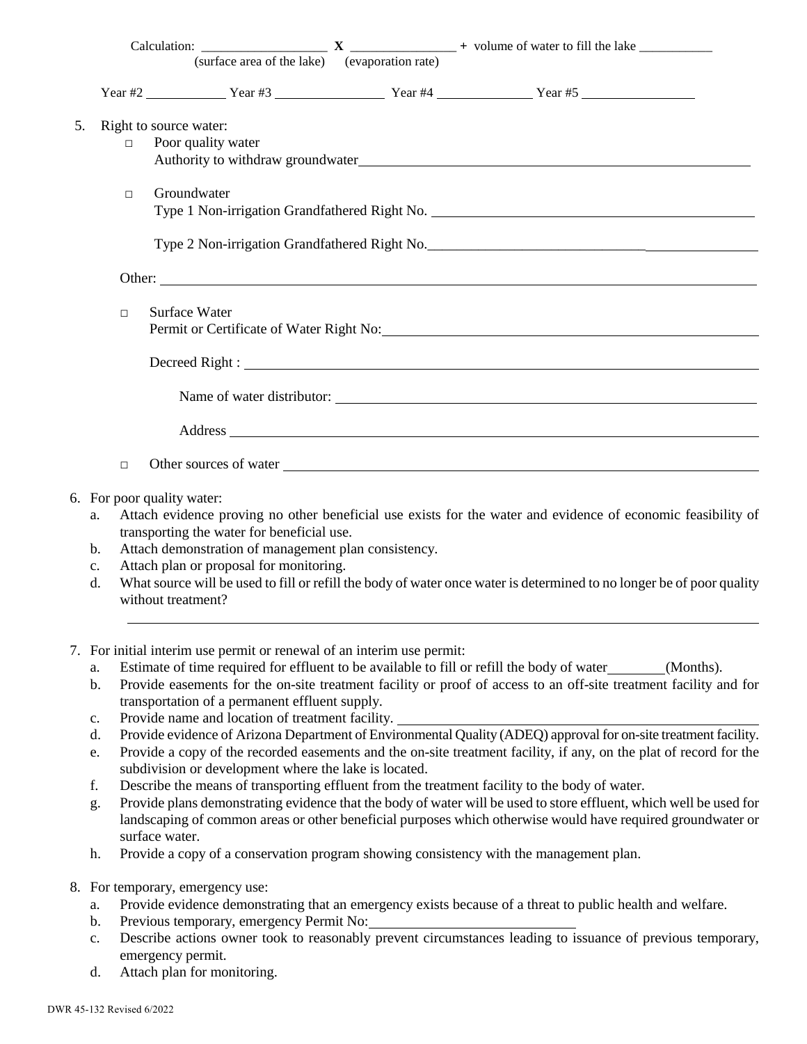Calculation: ___________________ **X** ________________ **+** volume of water to fill the lake ___________
(surface area of the lake) (evaporation rate)

Year #2 ____________ Year #3 ________________ Year #4 ______________ Year #5 _________________

5. Right to source water:
   - □ Poor quality water
     Authority to withdraw groundwater______________________________________________

   - □ Groundwater
     Type 1 Non-irrigation Grandfathered Right No. ________________________________________

     Type 2 Non-irrigation Grandfathered Right No.________________________________________

   Other: ____________________________________________________________________________

   - □ Surface Water
     Permit or Certificate of Water Right No:____________________________________________

     Decreed Right : ____________________________________________________________________

     Name of water distributor: ______________________________________________________

     Address ___________________________________________________________________________

   - □ Other sources of water ____________________________________________________________

6. For poor quality water:
   a. Attach evidence proving no other beneficial use exists for the water and evidence of economic feasibility of transporting the water for beneficial use.
   b. Attach demonstration of management plan consistency.
   c. Attach plan or proposal for monitoring.
   d. What source will be used to fill or refill the body of water once water is determined to no longer be of poor quality without treatment?

   ________________________________________________________________________________________

7. For initial interim use permit or renewal of an interim use permit:
   a. Estimate of time required for effluent to be available to fill or refill the body of water________(Months).
   b. Provide easements for the on-site treatment facility or proof of access to an off-site treatment facility and for transportation of a permanent effluent supply.
   c. Provide name and location of treatment facility. ______________________________________
   d. Provide evidence of Arizona Department of Environmental Quality (ADEQ) approval for on-site treatment facility.
   e. Provide a copy of the recorded easements and the on-site treatment facility, if any, on the plat of record for the subdivision or development where the lake is located.
   f. Describe the means of transporting effluent from the treatment facility to the body of water.
   g. Provide plans demonstrating evidence that the body of water will be used to store effluent, which well be used for landscaping of common areas or other beneficial purposes which otherwise would have required groundwater or surface water.
   h. Provide a copy of a conservation program showing consistency with the management plan.

8. For temporary, emergency use:
   a. Provide evidence demonstrating that an emergency exists because of a threat to public health and welfare.
   b. Previous temporary, emergency Permit No:_____________________________
   c. Describe actions owner took to reasonably prevent circumstances leading to issuance of previous temporary, emergency permit.
   d. Attach plan for monitoring.

DWR 45-132 Revised 6/2022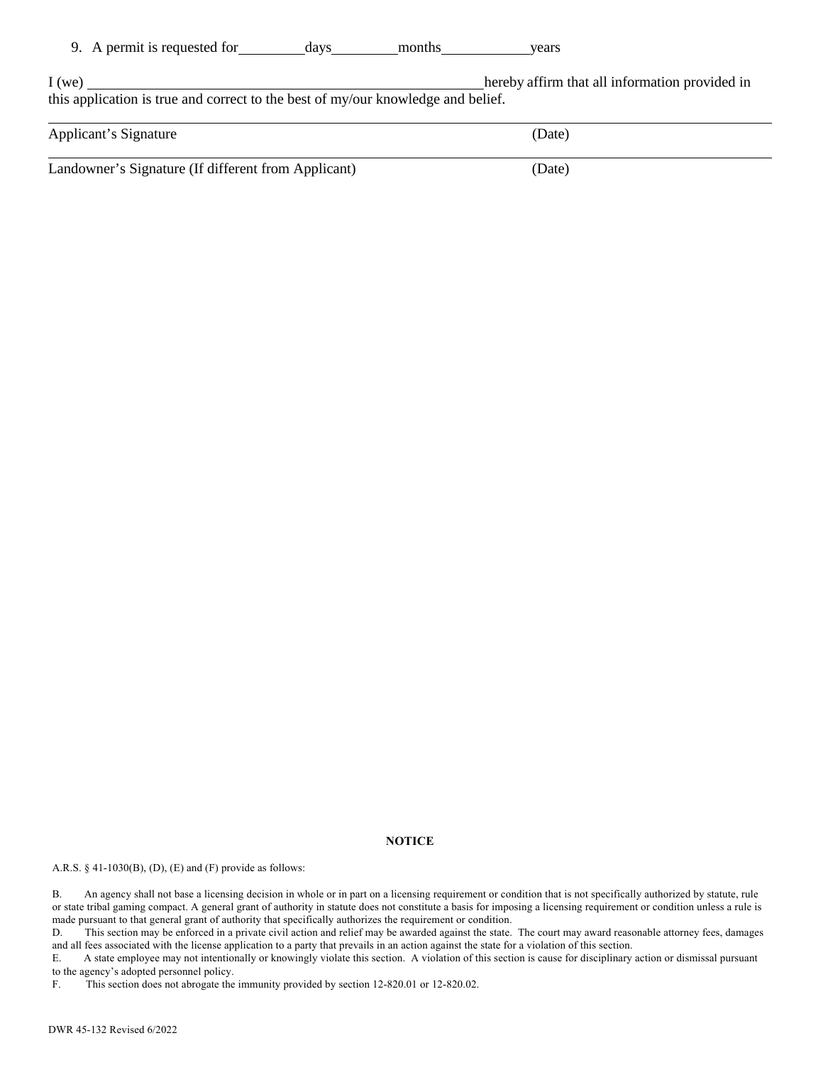9. A permit is requested for\_\_\_\_\_\_\_\_\_days\_\_\_\_\_\_\_\_\_months\_\_\_\_\_\_\_\_\_\_\_\_years

I (we) \_\_\_\_\_\_\_\_\_\_\_\_\_\_\_\_\_\_\_\_\_\_\_\_\_\_\_\_\_\_\_\_\_\_\_\_\_\_\_\_\_\_\_\_\_\_\_\_\_\_\_\_hereby affirm that all information provided in this application is true and correct to the best of my/our knowledge and belief.

\_\_\_\_\_\_\_\_\_\_\_\_\_\_\_\_\_\_\_\_\_\_\_\_\_\_\_\_\_\_\_\_\_\_\_\_\_\_\_\_\_\_\_\_\_\_\_\_\_\_\_\_\_\_\_\_\_\_\_\_\_\_\_\_\_\_\_\_\_\_\_\_\_\_\_\_\_\_\_\_\_\_\_\_\_\_

Applicant's Signature (Date)

\_\_\_\_\_\_\_\_\_\_\_\_\_\_\_\_\_\_\_\_\_\_\_\_\_\_\_\_\_\_\_\_\_\_\_\_\_\_\_\_\_\_\_\_\_\_\_\_\_\_\_\_\_\_\_\_\_\_\_\_\_\_\_\_\_\_\_\_\_\_\_\_\_\_\_\_\_\_\_\_\_\_\_\_\_\_

Landowner's Signature (If different from Applicant) (Date)

**NOTICE**

A.R.S. § 41-1030(B), (D), (E) and (F) provide as follows:

B. An agency shall not base a licensing decision in whole or in part on a licensing requirement or condition that is not specifically authorized by statute, rule or state tribal gaming compact. A general grant of authority in statute does not constitute a basis for imposing a licensing requirement or condition unless a rule is made pursuant to that general grant of authority that specifically authorizes the requirement or condition.

D. This section may be enforced in a private civil action and relief may be awarded against the state. The court may award reasonable attorney fees, damages and all fees associated with the license application to a party that prevails in an action against the state for a violation of this section.

E. A state employee may not intentionally or knowingly violate this section. A violation of this section is cause for disciplinary action or dismissal pursuant to the agency's adopted personnel policy.

F. This section does not abrogate the immunity provided by section 12-820.01 or 12-820.02.

DWR 45-132 Revised 6/2022